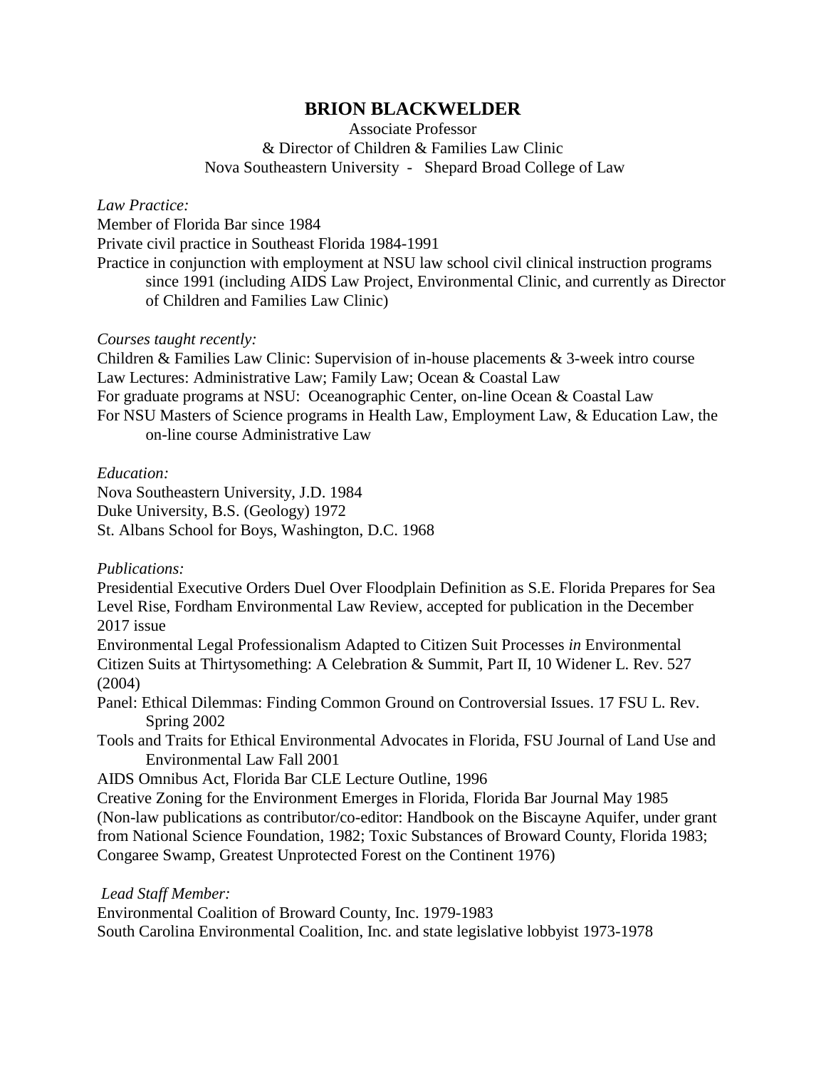# BRION BLACKWELDER

Associate Professor
& Director of Children & Families Law Clinic
Nova Southeastern University - Shepard Broad College of Law

*Law Practice:*

Member of Florida Bar since 1984
Private civil practice in Southeast Florida 1984-1991
Practice in conjunction with employment at NSU law school civil clinical instruction programs since 1991 (including AIDS Law Project, Environmental Clinic, and currently as Director of Children and Families Law Clinic)

*Courses taught recently:*

Children & Families Law Clinic: Supervision of in-house placements & 3-week intro course
Law Lectures: Administrative Law; Family Law; Ocean & Coastal Law
For graduate programs at NSU: Oceanographic Center, on-line Ocean & Coastal Law
For NSU Masters of Science programs in Health Law, Employment Law, & Education Law, the on-line course Administrative Law

*Education:*

Nova Southeastern University, J.D. 1984
Duke University, B.S. (Geology) 1972
St. Albans School for Boys, Washington, D.C. 1968

*Publications:*

Presidential Executive Orders Duel Over Floodplain Definition as S.E. Florida Prepares for Sea Level Rise, Fordham Environmental Law Review, accepted for publication in the December 2017 issue

Environmental Legal Professionalism Adapted to Citizen Suit Processes *in* Environmental Citizen Suits at Thirtysomething: A Celebration & Summit, Part II, 10 Widener L. Rev. 527 (2004)

Panel: Ethical Dilemmas: Finding Common Ground on Controversial Issues. 17 FSU L. Rev. Spring 2002

Tools and Traits for Ethical Environmental Advocates in Florida, FSU Journal of Land Use and Environmental Law Fall 2001

AIDS Omnibus Act, Florida Bar CLE Lecture Outline, 1996

Creative Zoning for the Environment Emerges in Florida, Florida Bar Journal May 1985

(Non-law publications as contributor/co-editor: Handbook on the Biscayne Aquifer, under grant from National Science Foundation, 1982; Toxic Substances of Broward County, Florida 1983; Congaree Swamp, Greatest Unprotected Forest on the Continent 1976)

*Lead Staff Member:*

Environmental Coalition of Broward County, Inc. 1979-1983
South Carolina Environmental Coalition, Inc. and state legislative lobbyist 1973-1978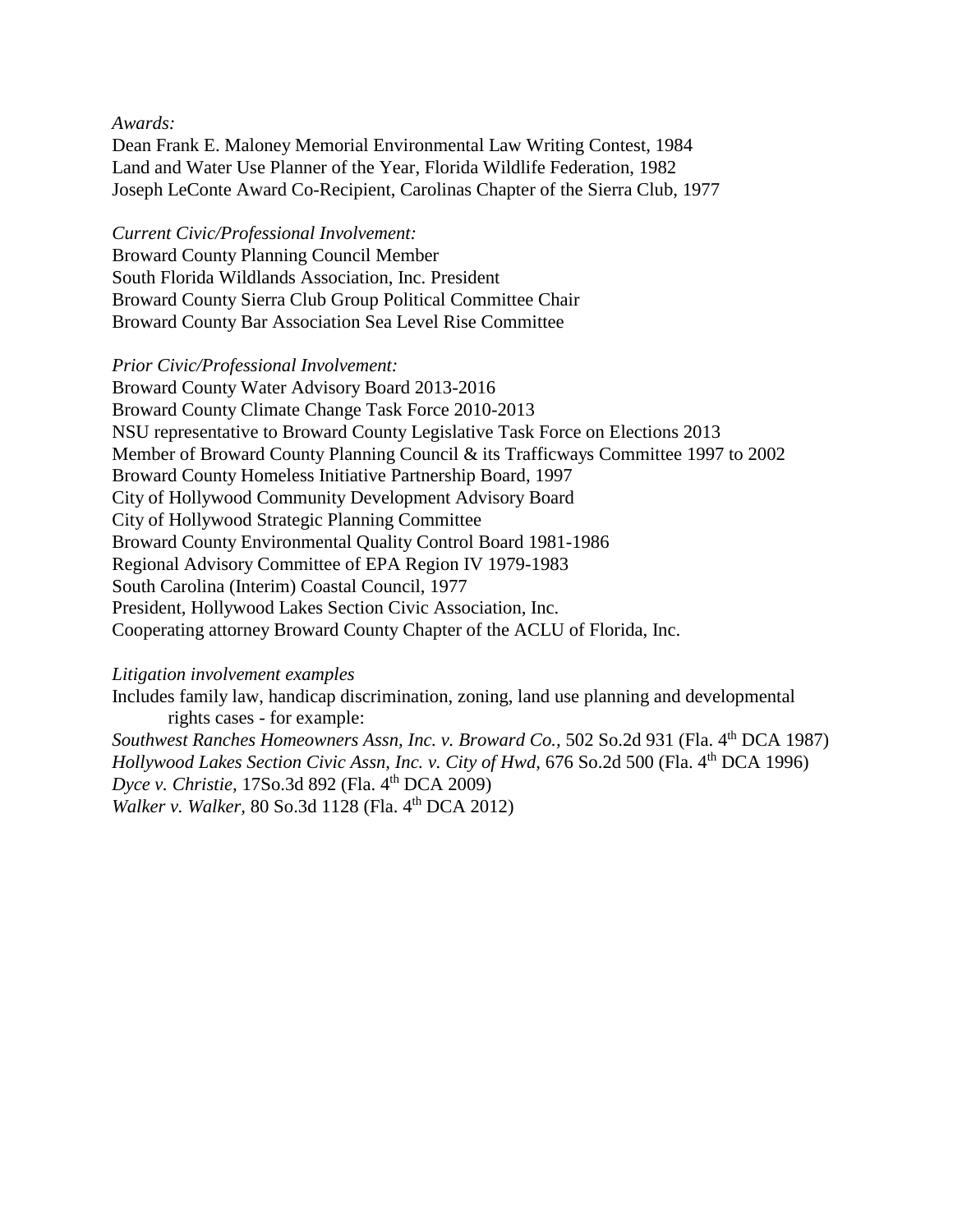*Awards:*

Dean Frank E. Maloney Memorial Environmental Law Writing Contest, 1984
Land and Water Use Planner of the Year, Florida Wildlife Federation, 1982
Joseph LeConte Award Co-Recipient, Carolinas Chapter of the Sierra Club, 1977

*Current Civic/Professional Involvement:*

Broward County Planning Council Member
South Florida Wildlands Association, Inc. President
Broward County Sierra Club Group Political Committee Chair
Broward County Bar Association Sea Level Rise Committee

*Prior Civic/Professional Involvement:*

Broward County Water Advisory Board 2013-2016
Broward County Climate Change Task Force 2010-2013
NSU representative to Broward County Legislative Task Force on Elections 2013
Member of Broward County Planning Council & its Trafficways Committee 1997 to 2002
Broward County Homeless Initiative Partnership Board, 1997
City of Hollywood Community Development Advisory Board
City of Hollywood Strategic Planning Committee
Broward County Environmental Quality Control Board 1981-1986
Regional Advisory Committee of EPA Region IV 1979-1983
South Carolina (Interim) Coastal Council, 1977
President, Hollywood Lakes Section Civic Association, Inc.
Cooperating attorney Broward County Chapter of the ACLU of Florida, Inc.

*Litigation involvement examples*

Includes family law, handicap discrimination, zoning, land use planning and developmental rights cases - for example:

*Southwest Ranches Homeowners Assn, Inc. v. Broward Co.*, 502 So.2d 931 (Fla. 4th DCA 1987)
*Hollywood Lakes Section Civic Assn, Inc. v. City of Hwd,* 676 So.2d 500 (Fla. 4th DCA 1996)
*Dyce v. Christie*, 17So.3d 892 (Fla. 4th DCA 2009)
*Walker v. Walker*, 80 So.3d 1128 (Fla. 4th DCA 2012)